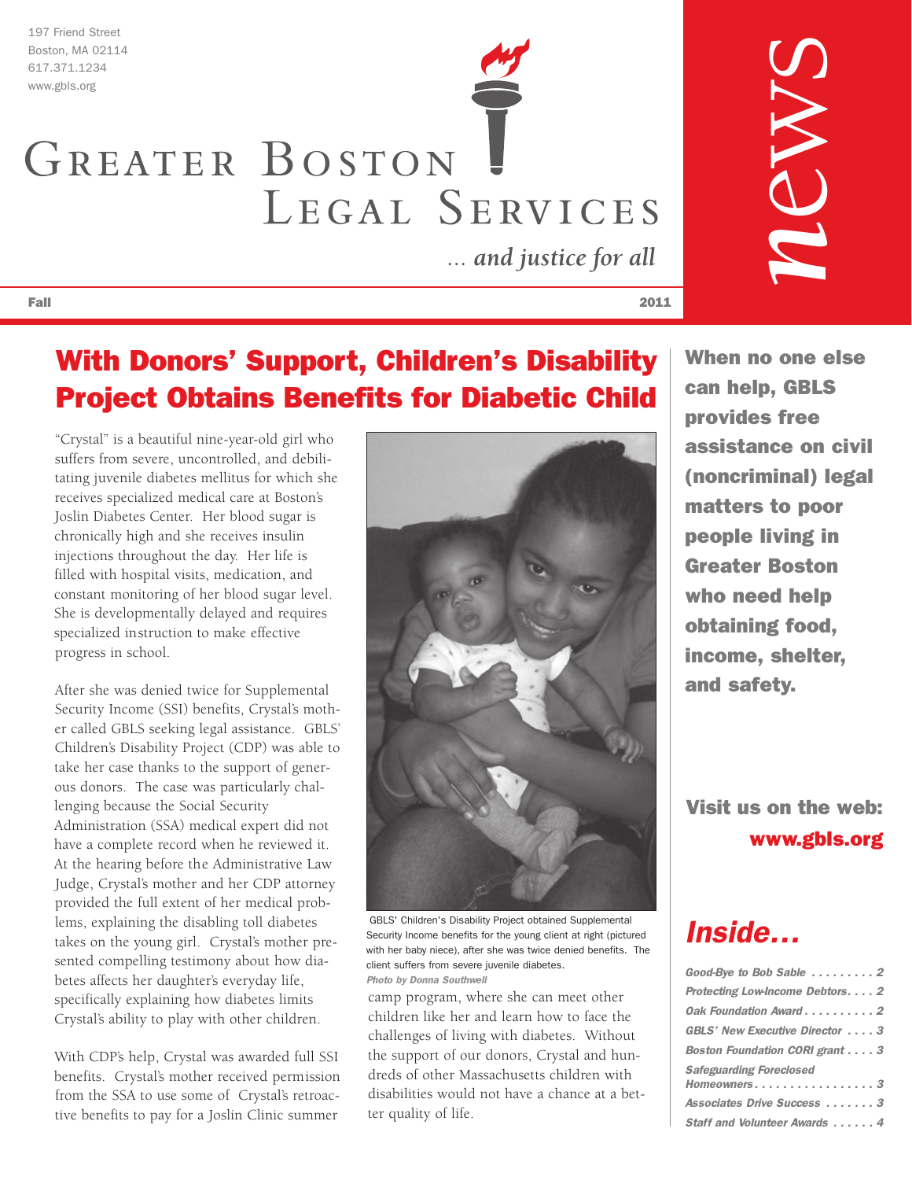197 Friend Street
Boston, MA 02114
617.371.1234
www.gbls.org

# Greater Boston Legal Services

*... and justice for all*

**news**

**Fall** **2011**

## With Donors' Support, Children's Disability Project Obtains Benefits for Diabetic Child

"Crystal" is a beautiful nine-year-old girl who suffers from severe, uncontrolled, and debilitating juvenile diabetes mellitus for which she receives specialized medical care at Boston's Joslin Diabetes Center. Her blood sugar is chronically high and she receives insulin injections throughout the day. Her life is filled with hospital visits, medication, and constant monitoring of her blood sugar level. She is developmentally delayed and requires specialized instruction to make effective progress in school.

After she was denied twice for Supplemental Security Income (SSI) benefits, Crystal's mother called GBLS seeking legal assistance. GBLS' Children's Disability Project (CDP) was able to take her case thanks to the support of generous donors. The case was particularly challenging because the Social Security Administration (SSA) medical expert did not have a complete record when he reviewed it. At the hearing before the Administrative Law Judge, Crystal's mother and her CDP attorney provided the full extent of her medical problems, explaining the disabling toll diabetes takes on the young girl. Crystal's mother presented compelling testimony about how diabetes affects her daughter's everyday life, specifically explaining how diabetes limits Crystal's ability to play with other children.

With CDP's help, Crystal was awarded full SSI benefits. Crystal's mother received permission from the SSA to use some of Crystal's retroactive benefits to pay for a Joslin Clinic summer camp program, where she can meet other children like her and learn how to face the challenges of living with diabetes. Without the support of our donors, Crystal and hundreds of other Massachusetts children with disabilities would not have a chance at a better quality of life.

GBLS' Children's Disability Project obtained Supplemental Security Income benefits for the young client at right (pictured with her baby niece), after she was twice denied benefits. The client suffers from severe juvenile diabetes.
*Photo by Donna Southwell*

**When no one else can help, GBLS provides free assistance on civil (noncriminal) legal matters to poor people living in Greater Boston who need help obtaining food, income, shelter, and safety.**

**Visit us on the web: www.gbls.org**

## *Inside...*

*Good-Bye to Bob Sable . . . . . . . . . 2*
*Protecting Low-Income Debtors . . . . 2*
*Oak Foundation Award . . . . . . . . . . 2*
*GBLS' New Executive Director . . . . 3*
*Boston Foundation CORI grant . . . . 3*
*Safeguarding Foreclosed Homeowners . . . . . . . . . . . . . . . . . 3*
*Associates Drive Success . . . . . . . 3*
*Staff and Volunteer Awards . . . . . . 4*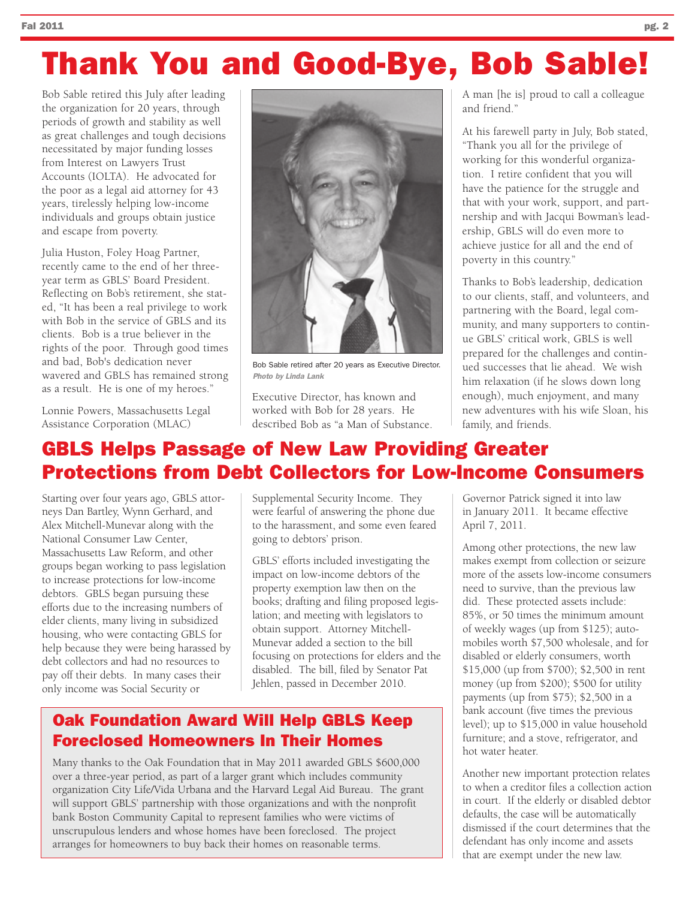# Thank You and Good-Bye, Bob Sable!

Bob Sable retired this July after leading the organization for 20 years, through periods of growth and stability as well as great challenges and tough decisions necessitated by major funding losses from Interest on Lawyers Trust Accounts (IOLTA). He advocated for the poor as a legal aid attorney for 43 years, tirelessly helping low-income individuals and groups obtain justice and escape from poverty.

Julia Huston, Foley Hoag Partner, recently came to the end of her three-year term as GBLS' Board President. Reflecting on Bob's retirement, she stated, "It has been a real privilege to work with Bob in the service of GBLS and its clients. Bob is a true believer in the rights of the poor. Through good times and bad, Bob's dedication never wavered and GBLS has remained strong as a result. He is one of my heroes."

Lonnie Powers, Massachusetts Legal Assistance Corporation (MLAC) Executive Director, has known and worked with Bob for 28 years. He described Bob as "a Man of Substance. A man [he is] proud to call a colleague and friend."

Bob Sable retired after 20 years as Executive Director. *Photo by Linda Lank*

At his farewell party in July, Bob stated, "Thank you all for the privilege of working for this wonderful organization. I retire confident that you will have the patience for the struggle and that with your work, support, and partnership and with Jacqui Bowman's leadership, GBLS will do even more to achieve justice for all and the end of poverty in this country."

Thanks to Bob's leadership, dedication to our clients, staff, and volunteers, and partnering with the Board, legal community, and many supporters to continue GBLS' critical work, GBLS is well prepared for the challenges and continued successes that lie ahead. We wish him relaxation (if he slows down long enough), much enjoyment, and many new adventures with his wife Sloan, his family, and friends.

## GBLS Helps Passage of New Law Providing Greater Protections from Debt Collectors for Low-Income Consumers

Starting over four years ago, GBLS attorneys Dan Bartley, Wynn Gerhard, and Alex Mitchell-Munevar along with the National Consumer Law Center, Massachusetts Law Reform, and other groups began working to pass legislation to increase protections for low-income debtors. GBLS began pursuing these efforts due to the increasing numbers of elder clients, many living in subsidized housing, who were contacting GBLS for help because they were being harassed by debt collectors and had no resources to pay off their debts. In many cases their only income was Social Security or Supplemental Security Income. They were fearful of answering the phone due to the harassment, and some even feared going to debtors' prison.

GBLS' efforts included investigating the impact on low-income debtors of the property exemption law then on the books; drafting and filing proposed legislation; and meeting with legislators to obtain support. Attorney Mitchell-Munevar added a section to the bill focusing on protections for elders and the disabled. The bill, filed by Senator Pat Jehlen, passed in December 2010. Governor Patrick signed it into law in January 2011. It became effective April 7, 2011.

Among other protections, the new law makes exempt from collection or seizure more of the assets low-income consumers need to survive, than the previous law did. These protected assets include: 85%, or 50 times the minimum amount of weekly wages (up from $125); automobiles worth $7,500 wholesale, and for disabled or elderly consumers, worth $15,000 (up from $700); $2,500 in rent money (up from $200); $500 for utility payments (up from $75); $2,500 in a bank account (five times the previous level); up to $15,000 in value household furniture; and a stove, refrigerator, and hot water heater.

Another new important protection relates to when a creditor files a collection action in court. If the elderly or disabled debtor defaults, the case will be automatically dismissed if the court determines that the defendant has only income and assets that are exempt under the new law.

## Oak Foundation Award Will Help GBLS Keep Foreclosed Homeowners In Their Homes

Many thanks to the Oak Foundation that in May 2011 awarded GBLS $600,000 over a three-year period, as part of a larger grant which includes community organization City Life/Vida Urbana and the Harvard Legal Aid Bureau. The grant will support GBLS' partnership with those organizations and with the nonprofit bank Boston Community Capital to represent families who were victims of unscrupulous lenders and whose homes have been foreclosed. The project arranges for homeowners to buy back their homes on reasonable terms.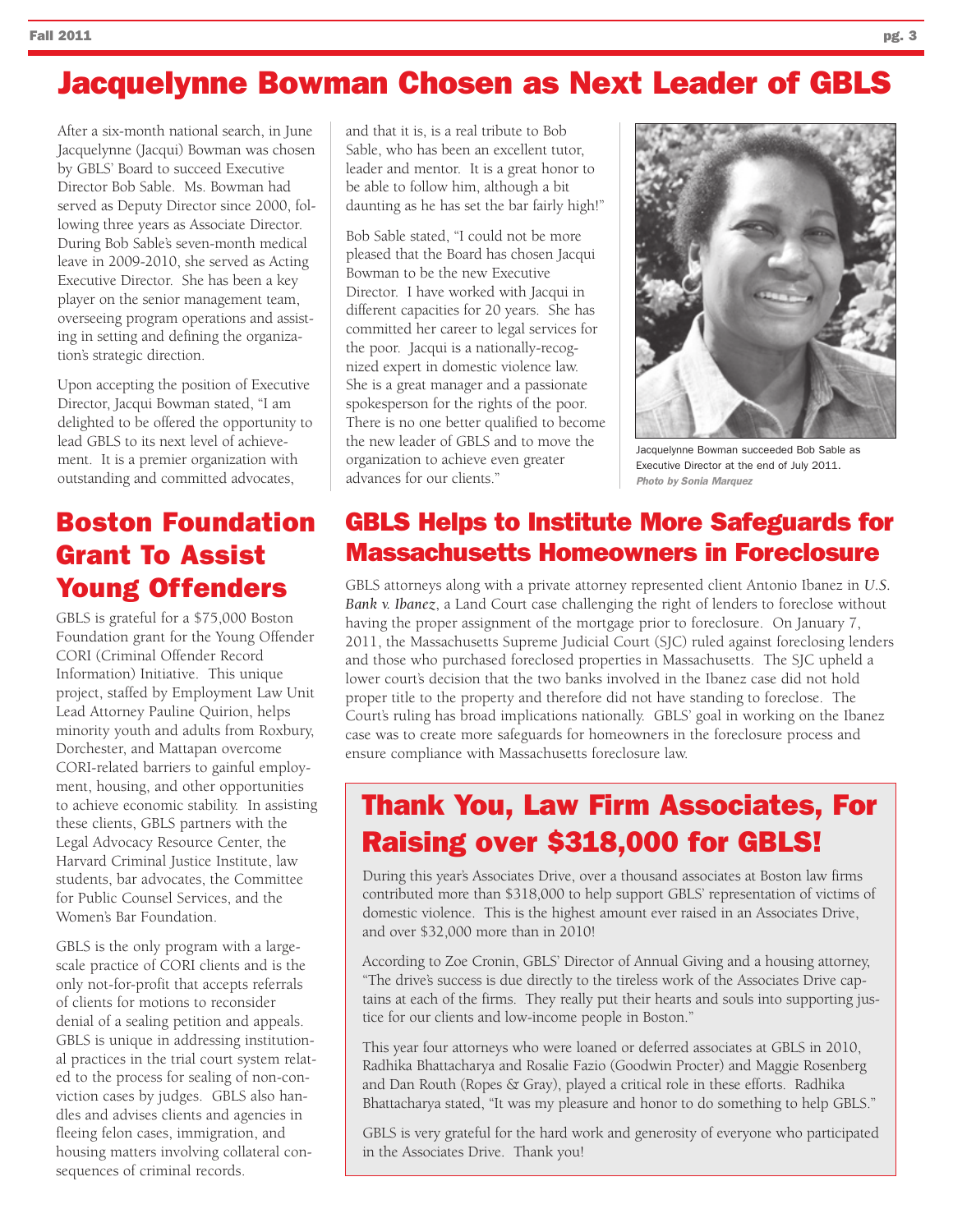# Jacquelynne Bowman Chosen as Next Leader of GBLS

After a six-month national search, in June Jacquelynne (Jacqui) Bowman was chosen by GBLS' Board to succeed Executive Director Bob Sable. Ms. Bowman had served as Deputy Director since 2000, following three years as Associate Director. During Bob Sable's seven-month medical leave in 2009-2010, she served as Acting Executive Director. She has been a key player on the senior management team, overseeing program operations and assisting in setting and defining the organization's strategic direction.

Upon accepting the position of Executive Director, Jacqui Bowman stated, "I am delighted to be offered the opportunity to lead GBLS to its next level of achievement. It is a premier organization with outstanding and committed advocates, and that it is, is a real tribute to Bob Sable, who has been an excellent tutor, leader and mentor. It is a great honor to be able to follow him, although a bit daunting as he has set the bar fairly high!"

Bob Sable stated, "I could not be more pleased that the Board has chosen Jacqui Bowman to be the new Executive Director. I have worked with Jacqui in different capacities for 20 years. She has committed her career to legal services for the poor. Jacqui is a nationally-recognized expert in domestic violence law. She is a great manager and a passionate spokesperson for the rights of the poor. There is no one better qualified to become the new leader of GBLS and to move the organization to achieve even greater advances for our clients."

Jacquelynne Bowman succeeded Bob Sable as Executive Director at the end of July 2011. *Photo by Sonia Marquez*

# Boston Foundation Grant To Assist Young Offenders

GBLS is grateful for a $75,000 Boston Foundation grant for the Young Offender CORI (Criminal Offender Record Information) Initiative. This unique project, staffed by Employment Law Unit Lead Attorney Pauline Quirion, helps minority youth and adults from Roxbury, Dorchester, and Mattapan overcome CORI-related barriers to gainful employment, housing, and other opportunities to achieve economic stability. In assisting these clients, GBLS partners with the Legal Advocacy Resource Center, the Harvard Criminal Justice Institute, law students, bar advocates, the Committee for Public Counsel Services, and the Women's Bar Foundation.

GBLS is the only program with a large-scale practice of CORI clients and is the only not-for-profit that accepts referrals of clients for motions to reconsider denial of a sealing petition and appeals. GBLS is unique in addressing institutional practices in the trial court system related to the process for sealing of non-conviction cases by judges. GBLS also handles and advises clients and agencies in fleeing felon cases, immigration, and housing matters involving collateral consequences of criminal records.

# GBLS Helps to Institute More Safeguards for Massachusetts Homeowners in Foreclosure

GBLS attorneys along with a private attorney represented client Antonio Ibanez in ***U.S. Bank v. Ibanez***, a Land Court case challenging the right of lenders to foreclose without having the proper assignment of the mortgage prior to foreclosure. On January 7, 2011, the Massachusetts Supreme Judicial Court (SJC) ruled against foreclosing lenders and those who purchased foreclosed properties in Massachusetts. The SJC upheld a lower court's decision that the two banks involved in the Ibanez case did not hold proper title to the property and therefore did not have standing to foreclose. The Court's ruling has broad implications nationally. GBLS' goal in working on the Ibanez case was to create more safeguards for homeowners in the foreclosure process and ensure compliance with Massachusetts foreclosure law.

# Thank You, Law Firm Associates, For Raising over $318,000 for GBLS!

During this year's Associates Drive, over a thousand associates at Boston law firms contributed more than $318,000 to help support GBLS' representation of victims of domestic violence. This is the highest amount ever raised in an Associates Drive, and over $32,000 more than in 2010!

According to Zoe Cronin, GBLS' Director of Annual Giving and a housing attorney, "The drive's success is due directly to the tireless work of the Associates Drive captains at each of the firms. They really put their hearts and souls into supporting justice for our clients and low-income people in Boston."

This year four attorneys who were loaned or deferred associates at GBLS in 2010, Radhika Bhattacharya and Rosalie Fazio (Goodwin Procter) and Maggie Rosenberg and Dan Routh (Ropes & Gray), played a critical role in these efforts. Radhika Bhattacharya stated, "It was my pleasure and honor to do something to help GBLS."

GBLS is very grateful for the hard work and generosity of everyone who participated in the Associates Drive. Thank you!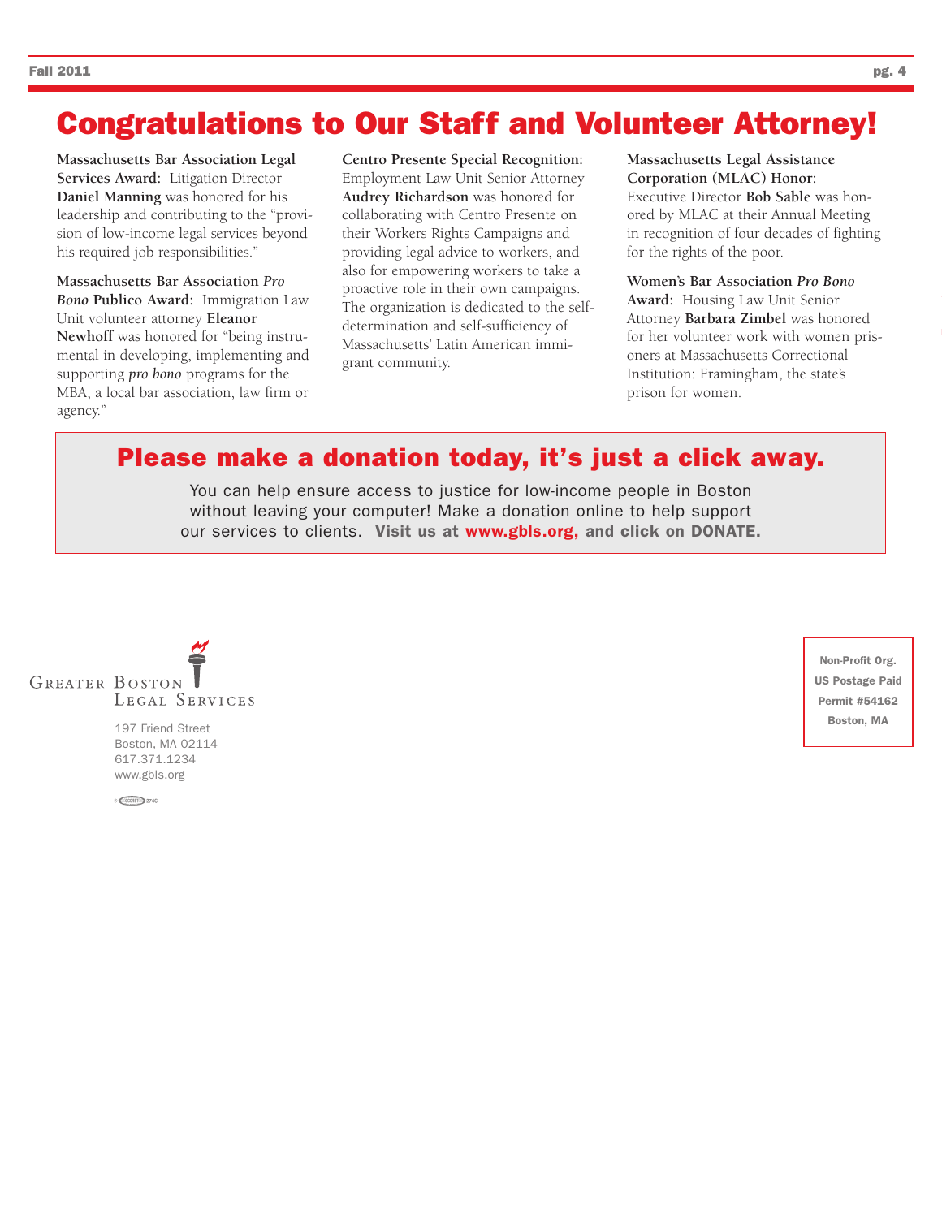# Congratulations to Our Staff and Volunteer Attorney!

**Massachusetts Bar Association Legal Services Award:** Litigation Director **Daniel Manning** was honored for his leadership and contributing to the "provision of low-income legal services beyond his required job responsibilities."

**Massachusetts Bar Association *Pro Bono* Publico Award:** Immigration Law Unit volunteer attorney **Eleanor Newhoff** was honored for "being instrumental in developing, implementing and supporting *pro bono* programs for the MBA, a local bar association, law firm or agency."

**Centro Presente Special Recognition:** Employment Law Unit Senior Attorney **Audrey Richardson** was honored for collaborating with Centro Presente on their Workers Rights Campaigns and providing legal advice to workers, and also for empowering workers to take a proactive role in their own campaigns. The organization is dedicated to the self-determination and self-sufficiency of Massachusetts' Latin American immigrant community.

**Massachusetts Legal Assistance Corporation (MLAC) Honor:** Executive Director **Bob Sable** was honored by MLAC at their Annual Meeting in recognition of four decades of fighting for the rights of the poor.

**Women's Bar Association *Pro Bono* Award:** Housing Law Unit Senior Attorney **Barbara Zimbel** was honored for her volunteer work with women prisoners at Massachusetts Correctional Institution: Framingham, the state's prison for women.

## Please make a donation today, it's just a click away.

You can help ensure access to justice for low-income people in Boston without leaving your computer! Make a donation online to help support our services to clients. **Visit us at www.gbls.org, and click on DONATE.**

Greater Boston Legal Services

197 Friend Street
Boston, MA 02114
617.371.1234
www.gbls.org

Non-Profit Org.
US Postage Paid
Permit #54162
Boston, MA